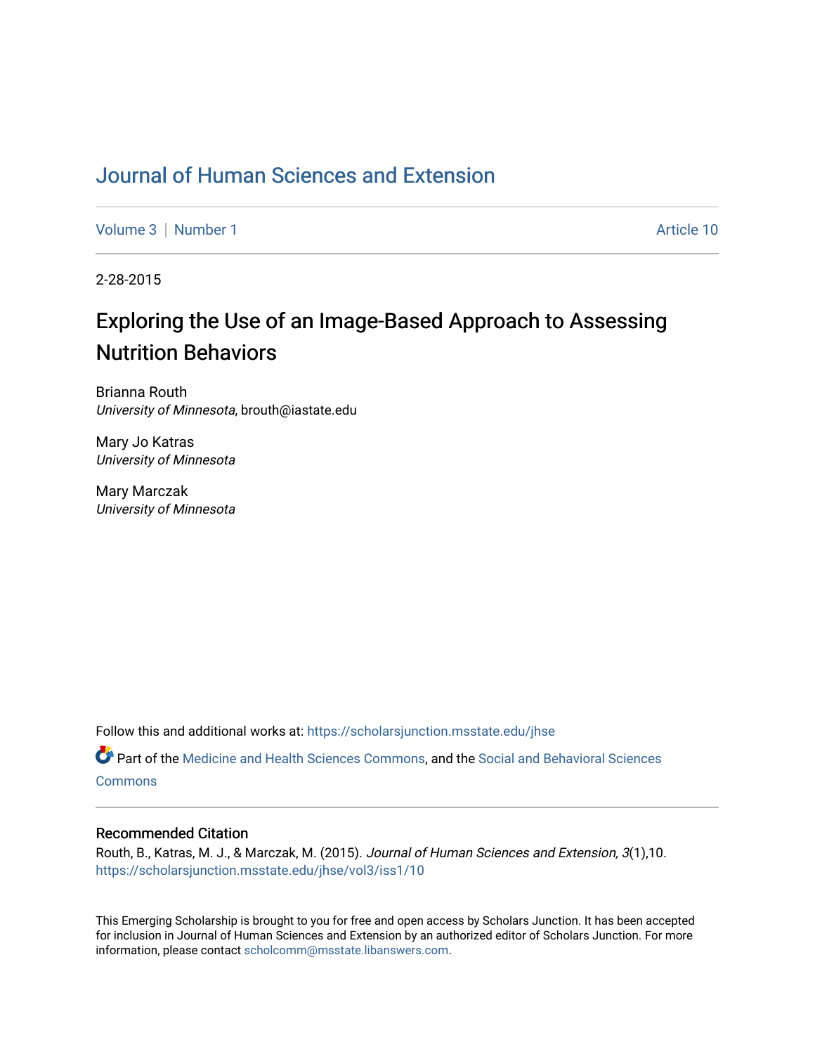# Journal of Human Sciences and Extension

Volume 3 | Number 1 Article 10

2-28-2015

## Exploring the Use of an Image-Based Approach to Assessing Nutrition Behaviors

Brianna Routh
*University of Minnesota*, brouth@iastate.edu

Mary Jo Katras
*University of Minnesota*

Mary Marczak
*University of Minnesota*

Follow this and additional works at: https://scholarsjunction.msstate.edu/jhse

Part of the Medicine and Health Sciences Commons, and the Social and Behavioral Sciences Commons

### Recommended Citation

Routh, B., Katras, M. J., & Marczak, M. (2015). *Journal of Human Sciences and Extension, 3*(1),10. https://scholarsjunction.msstate.edu/jhse/vol3/iss1/10

This Emerging Scholarship is brought to you for free and open access by Scholars Junction. It has been accepted for inclusion in Journal of Human Sciences and Extension by an authorized editor of Scholars Junction. For more information, please contact scholcomm@msstate.libanswers.com.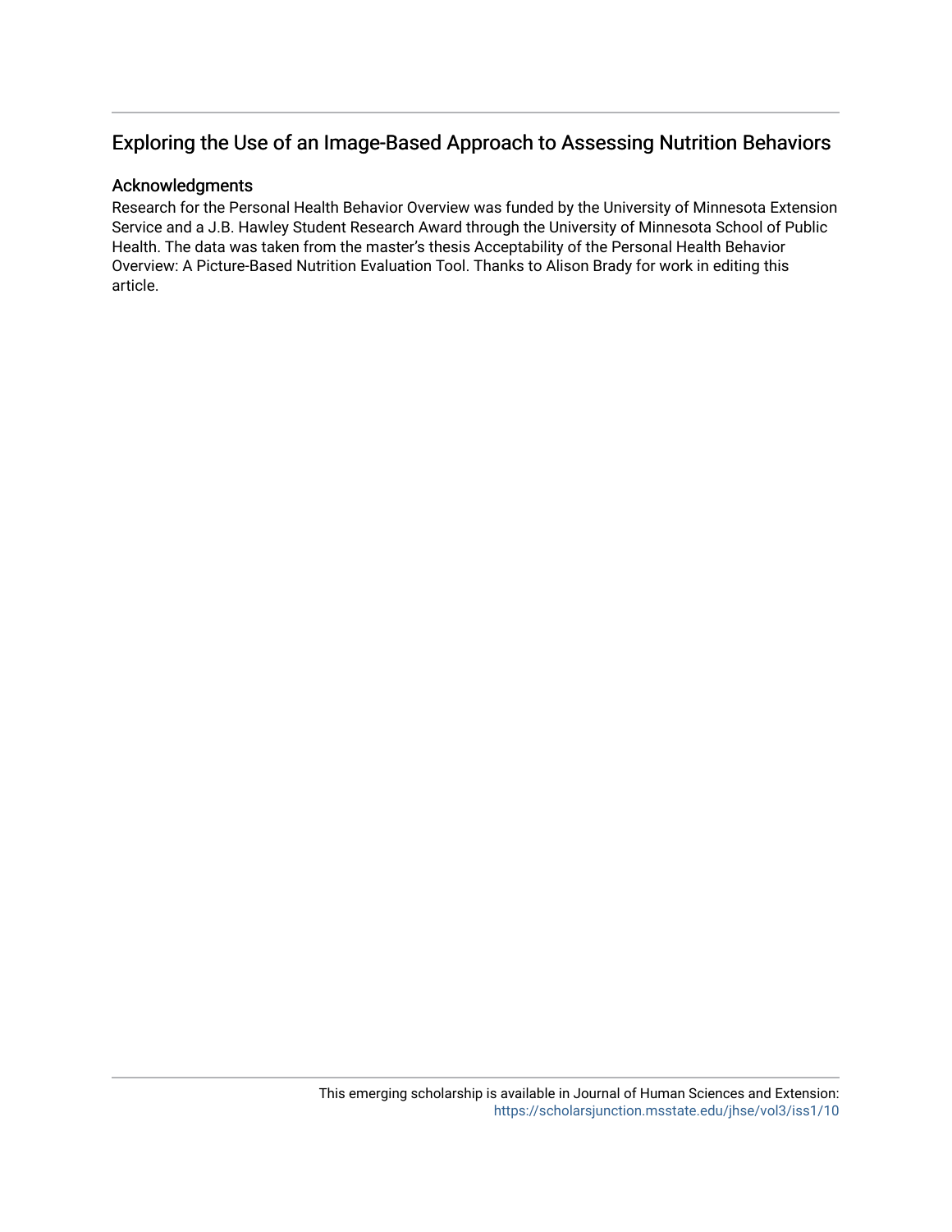## Exploring the Use of an Image-Based Approach to Assessing Nutrition Behaviors

### Acknowledgments

Research for the Personal Health Behavior Overview was funded by the University of Minnesota Extension Service and a J.B. Hawley Student Research Award through the University of Minnesota School of Public Health. The data was taken from the master's thesis Acceptability of the Personal Health Behavior Overview: A Picture-Based Nutrition Evaluation Tool. Thanks to Alison Brady for work in editing this article.

This emerging scholarship is available in Journal of Human Sciences and Extension: https://scholarsjunction.msstate.edu/jhse/vol3/iss1/10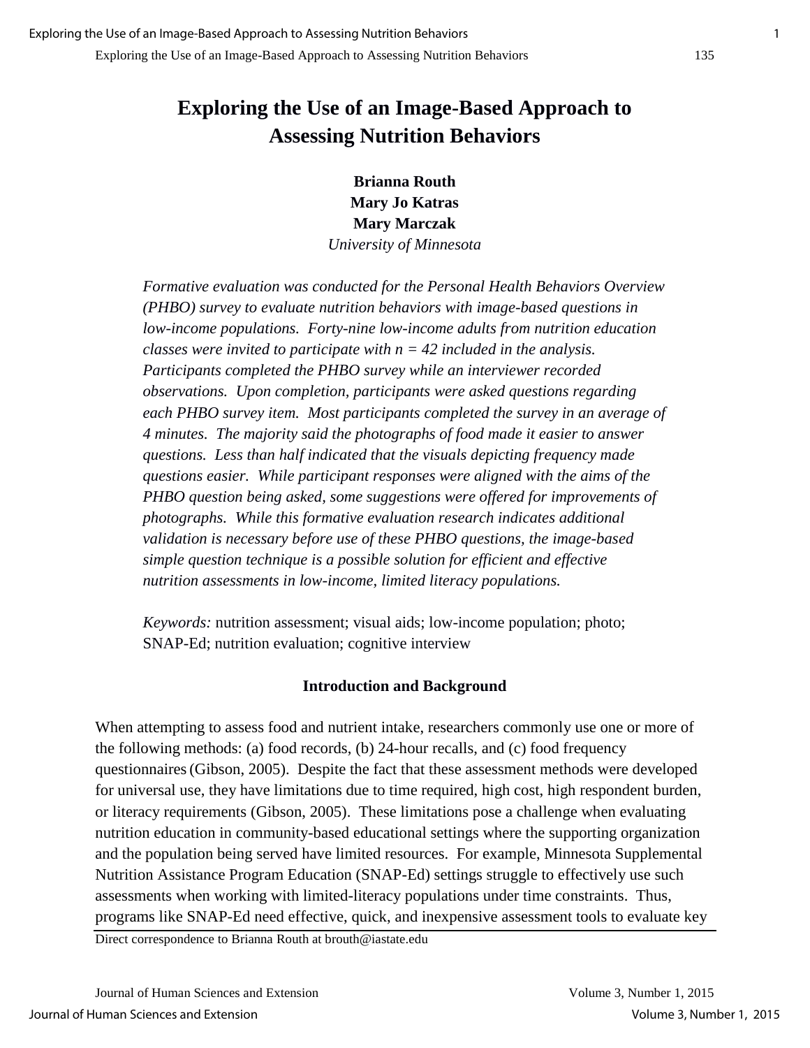# Exploring the Use of an Image-Based Approach to Assessing Nutrition Behaviors

**Brianna Routh**
**Mary Jo Katras**
**Mary Marczak**
*University of Minnesota*

*Formative evaluation was conducted for the Personal Health Behaviors Overview (PHBO) survey to evaluate nutrition behaviors with image-based questions in low-income populations. Forty-nine low-income adults from nutrition education classes were invited to participate with n = 42 included in the analysis. Participants completed the PHBO survey while an interviewer recorded observations. Upon completion, participants were asked questions regarding each PHBO survey item. Most participants completed the survey in an average of 4 minutes. The majority said the photographs of food made it easier to answer questions. Less than half indicated that the visuals depicting frequency made questions easier. While participant responses were aligned with the aims of the PHBO question being asked, some suggestions were offered for improvements of photographs. While this formative evaluation research indicates additional validation is necessary before use of these PHBO questions, the image-based simple question technique is a possible solution for efficient and effective nutrition assessments in low-income, limited literacy populations.*

*Keywords:* nutrition assessment; visual aids; low-income population; photo; SNAP-Ed; nutrition evaluation; cognitive interview

## Introduction and Background

When attempting to assess food and nutrient intake, researchers commonly use one or more of the following methods: (a) food records, (b) 24-hour recalls, and (c) food frequency questionnaires (Gibson, 2005). Despite the fact that these assessment methods were developed for universal use, they have limitations due to time required, high cost, high respondent burden, or literacy requirements (Gibson, 2005). These limitations pose a challenge when evaluating nutrition education in community-based educational settings where the supporting organization and the population being served have limited resources. For example, Minnesota Supplemental Nutrition Assistance Program Education (SNAP-Ed) settings struggle to effectively use such assessments when working with limited-literacy populations under time constraints. Thus, programs like SNAP-Ed need effective, quick, and inexpensive assessment tools to evaluate key

Direct correspondence to Brianna Routh at brouth@iastate.edu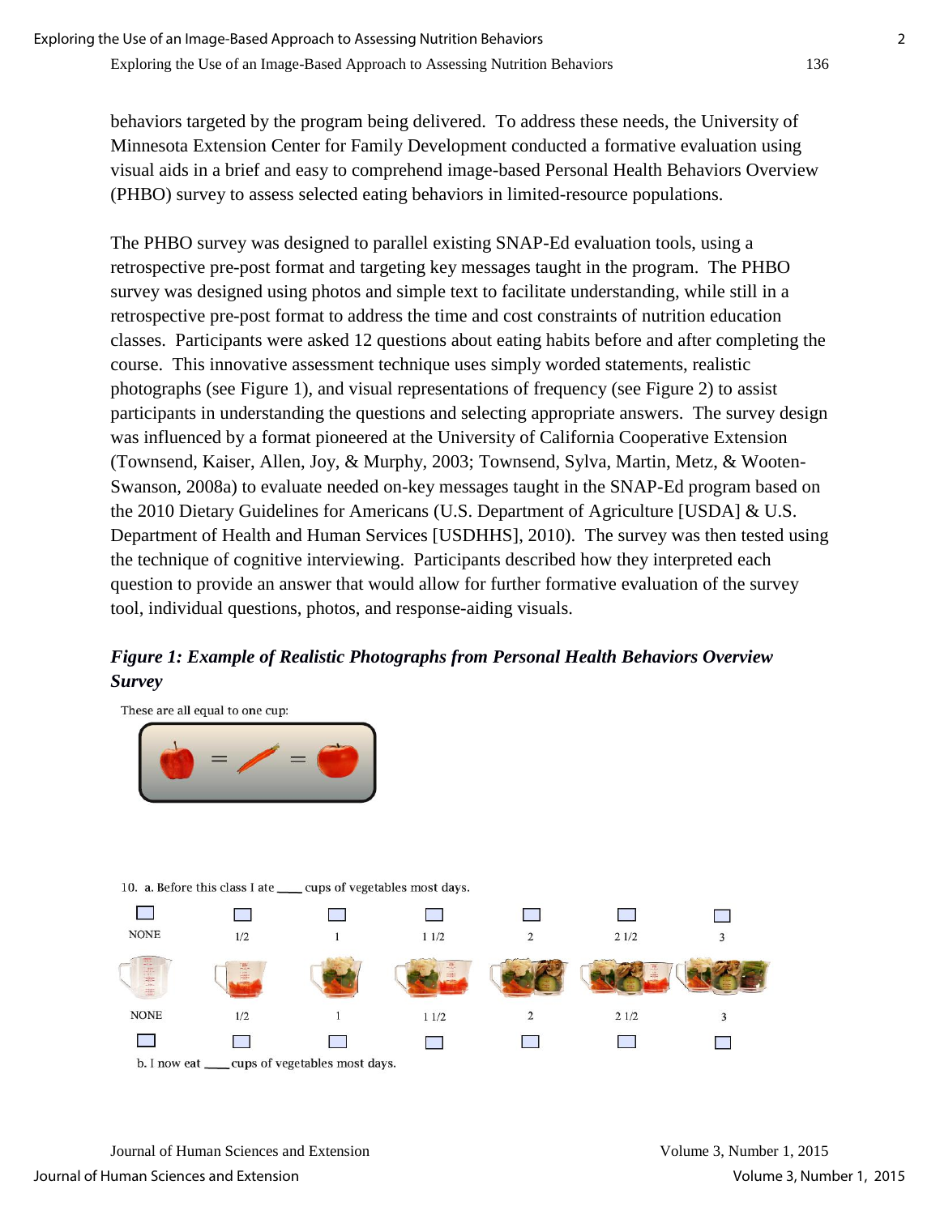behaviors targeted by the program being delivered. To address these needs, the University of Minnesota Extension Center for Family Development conducted a formative evaluation using visual aids in a brief and easy to comprehend image-based Personal Health Behaviors Overview (PHBO) survey to assess selected eating behaviors in limited-resource populations.

The PHBO survey was designed to parallel existing SNAP-Ed evaluation tools, using a retrospective pre-post format and targeting key messages taught in the program. The PHBO survey was designed using photos and simple text to facilitate understanding, while still in a retrospective pre-post format to address the time and cost constraints of nutrition education classes. Participants were asked 12 questions about eating habits before and after completing the course. This innovative assessment technique uses simply worded statements, realistic photographs (see Figure 1), and visual representations of frequency (see Figure 2) to assist participants in understanding the questions and selecting appropriate answers. The survey design was influenced by a format pioneered at the University of California Cooperative Extension (Townsend, Kaiser, Allen, Joy, & Murphy, 2003; Townsend, Sylva, Martin, Metz, & Wooten-Swanson, 2008a) to evaluate needed on-key messages taught in the SNAP-Ed program based on the 2010 Dietary Guidelines for Americans (U.S. Department of Agriculture [USDA] & U.S. Department of Health and Human Services [USDHHS], 2010). The survey was then tested using the technique of cognitive interviewing. Participants described how they interpreted each question to provide an answer that would allow for further formative evaluation of the survey tool, individual questions, photos, and response-aiding visuals.

***Figure 1: Example of Realistic Photographs from Personal Health Behaviors Overview Survey***

These are all equal to one cup:

10. a. Before this class I ate \_\_\_\_ cups of vegetables most days.

| NONE | 1/2 | 1 | 1 1/2 | 2 | 2 1/2 | 3 |
|---|---|---|---|---|---|---|

b. I now eat \_\_\_\_ cups of vegetables most days.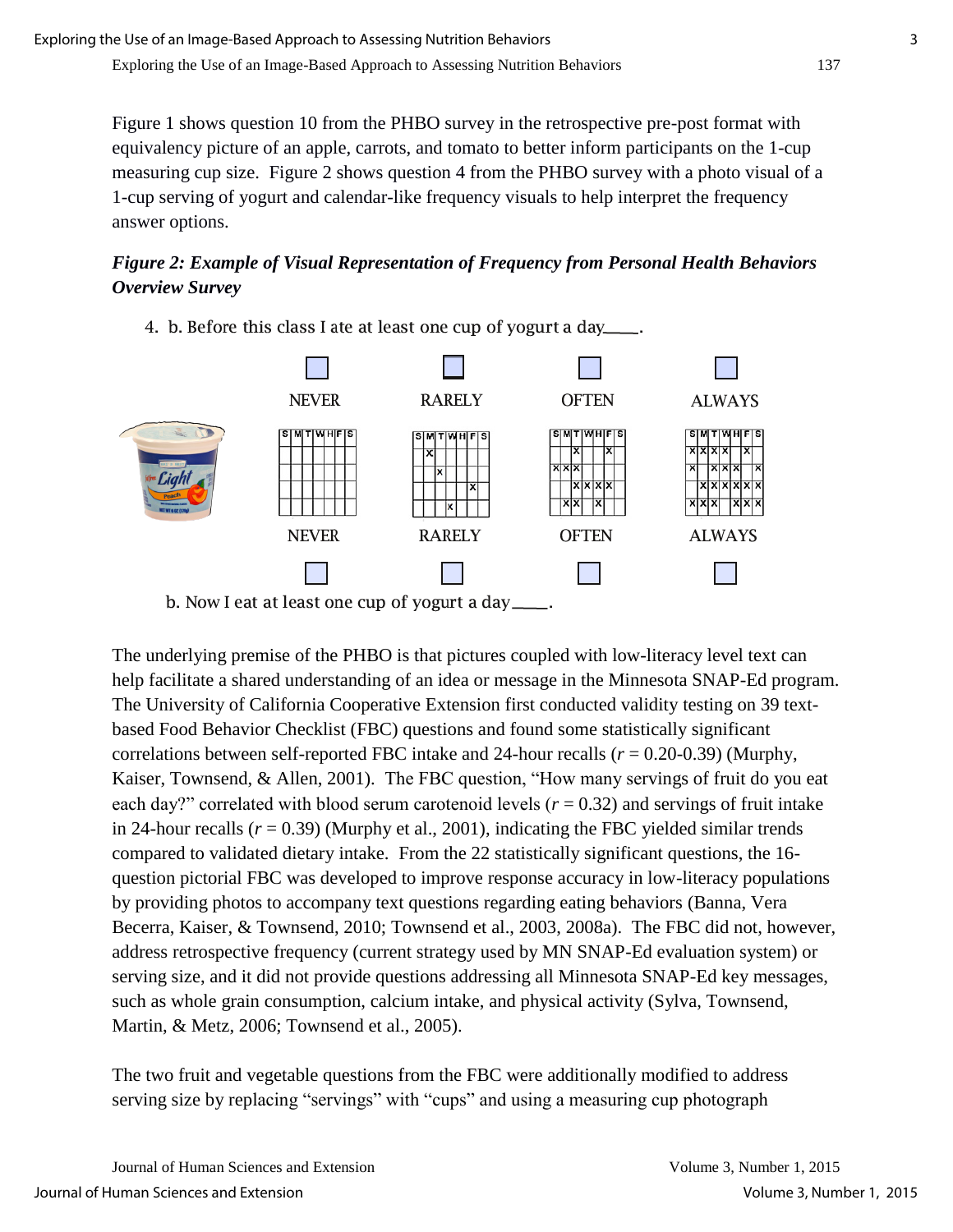Figure 1 shows question 10 from the PHBO survey in the retrospective pre-post format with equivalency picture of an apple, carrots, and tomato to better inform participants on the 1-cup measuring cup size. Figure 2 shows question 4 from the PHBO survey with a photo visual of a 1-cup serving of yogurt and calendar-like frequency visuals to help interpret the frequency answer options.

***Figure 2: Example of Visual Representation of Frequency from Personal Health Behaviors Overview Survey***

4. b. Before this class I ate at least one cup of yogurt a day____.

NEVER RARELY OFTEN ALWAYS

NEVER RARELY OFTEN ALWAYS

b. Now I eat at least one cup of yogurt a day____.

The underlying premise of the PHBO is that pictures coupled with low-literacy level text can help facilitate a shared understanding of an idea or message in the Minnesota SNAP-Ed program. The University of California Cooperative Extension first conducted validity testing on 39 text-based Food Behavior Checklist (FBC) questions and found some statistically significant correlations between self-reported FBC intake and 24-hour recalls ($r$ = 0.20-0.39) (Murphy, Kaiser, Townsend, & Allen, 2001). The FBC question, "How many servings of fruit do you eat each day?" correlated with blood serum carotenoid levels ($r$ = 0.32) and servings of fruit intake in 24-hour recalls ($r$ = 0.39) (Murphy et al., 2001), indicating the FBC yielded similar trends compared to validated dietary intake. From the 22 statistically significant questions, the 16-question pictorial FBC was developed to improve response accuracy in low-literacy populations by providing photos to accompany text questions regarding eating behaviors (Banna, Vera Becerra, Kaiser, & Townsend, 2010; Townsend et al., 2003, 2008a). The FBC did not, however, address retrospective frequency (current strategy used by MN SNAP-Ed evaluation system) or serving size, and it did not provide questions addressing all Minnesota SNAP-Ed key messages, such as whole grain consumption, calcium intake, and physical activity (Sylva, Townsend, Martin, & Metz, 2006; Townsend et al., 2005).

The two fruit and vegetable questions from the FBC were additionally modified to address serving size by replacing "servings" with "cups" and using a measuring cup photograph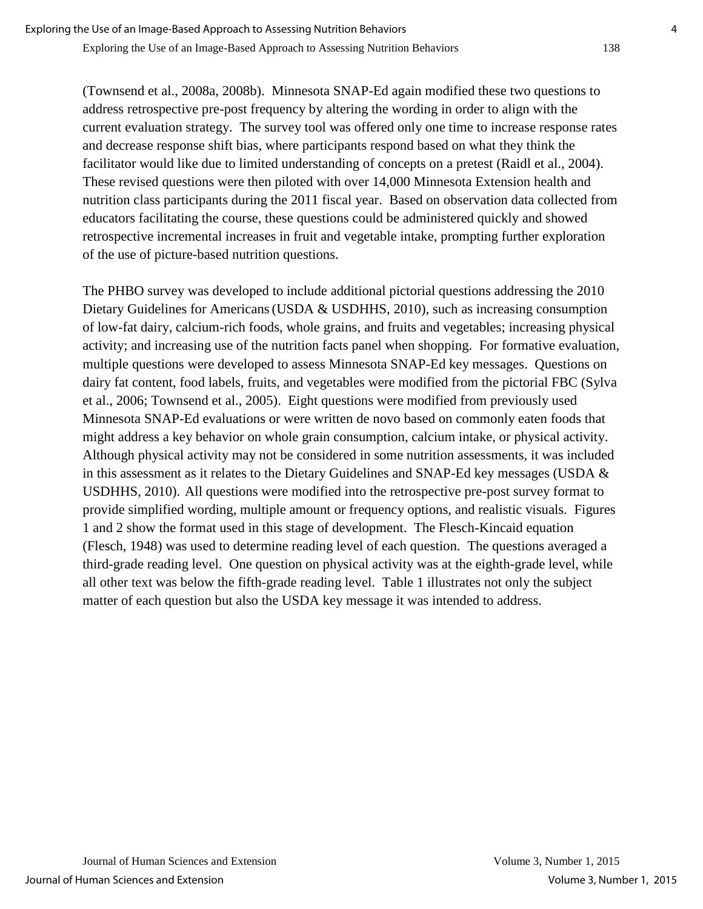(Townsend et al., 2008a, 2008b). Minnesota SNAP-Ed again modified these two questions to address retrospective pre-post frequency by altering the wording in order to align with the current evaluation strategy. The survey tool was offered only one time to increase response rates and decrease response shift bias, where participants respond based on what they think the facilitator would like due to limited understanding of concepts on a pretest (Raidl et al., 2004). These revised questions were then piloted with over 14,000 Minnesota Extension health and nutrition class participants during the 2011 fiscal year. Based on observation data collected from educators facilitating the course, these questions could be administered quickly and showed retrospective incremental increases in fruit and vegetable intake, prompting further exploration of the use of picture-based nutrition questions.

The PHBO survey was developed to include additional pictorial questions addressing the 2010 Dietary Guidelines for Americans (USDA & USDHHS, 2010), such as increasing consumption of low-fat dairy, calcium-rich foods, whole grains, and fruits and vegetables; increasing physical activity; and increasing use of the nutrition facts panel when shopping. For formative evaluation, multiple questions were developed to assess Minnesota SNAP-Ed key messages. Questions on dairy fat content, food labels, fruits, and vegetables were modified from the pictorial FBC (Sylva et al., 2006; Townsend et al., 2005). Eight questions were modified from previously used Minnesota SNAP-Ed evaluations or were written de novo based on commonly eaten foods that might address a key behavior on whole grain consumption, calcium intake, or physical activity. Although physical activity may not be considered in some nutrition assessments, it was included in this assessment as it relates to the Dietary Guidelines and SNAP-Ed key messages (USDA & USDHHS, 2010). All questions were modified into the retrospective pre-post survey format to provide simplified wording, multiple amount or frequency options, and realistic visuals. Figures 1 and 2 show the format used in this stage of development. The Flesch-Kincaid equation (Flesch, 1948) was used to determine reading level of each question. The questions averaged a third-grade reading level. One question on physical activity was at the eighth-grade level, while all other text was below the fifth-grade reading level. Table 1 illustrates not only the subject matter of each question but also the USDA key message it was intended to address.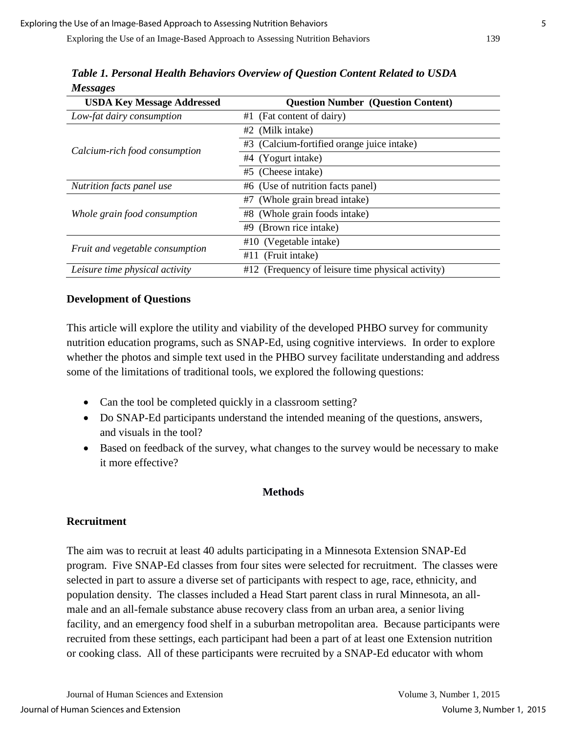*Table 1. Personal Health Behaviors Overview of Question Content Related to USDA Messages*

| USDA Key Message Addressed | Question Number (Question Content) |
|---|---|
| *Low-fat dairy consumption* | #1 (Fat content of dairy) |
| *Calcium-rich food consumption* | #2 (Milk intake) |
| | #3 (Calcium-fortified orange juice intake) |
| | #4 (Yogurt intake) |
| | #5 (Cheese intake) |
| *Nutrition facts panel use* | #6 (Use of nutrition facts panel) |
| *Whole grain food consumption* | #7 (Whole grain bread intake) |
| | #8 (Whole grain foods intake) |
| | #9 (Brown rice intake) |
| *Fruit and vegetable consumption* | #10 (Vegetable intake) |
| | #11 (Fruit intake) |
| *Leisure time physical activity* | #12 (Frequency of leisure time physical activity) |

### Development of Questions

This article will explore the utility and viability of the developed PHBO survey for community nutrition education programs, such as SNAP-Ed, using cognitive interviews. In order to explore whether the photos and simple text used in the PHBO survey facilitate understanding and address some of the limitations of traditional tools, we explored the following questions:

- Can the tool be completed quickly in a classroom setting?
- Do SNAP-Ed participants understand the intended meaning of the questions, answers, and visuals in the tool?
- Based on feedback of the survey, what changes to the survey would be necessary to make it more effective?

## Methods

### Recruitment

The aim was to recruit at least 40 adults participating in a Minnesota Extension SNAP-Ed program. Five SNAP-Ed classes from four sites were selected for recruitment. The classes were selected in part to assure a diverse set of participants with respect to age, race, ethnicity, and population density. The classes included a Head Start parent class in rural Minnesota, an all-male and an all-female substance abuse recovery class from an urban area, a senior living facility, and an emergency food shelf in a suburban metropolitan area. Because participants were recruited from these settings, each participant had been a part of at least one Extension nutrition or cooking class. All of these participants were recruited by a SNAP-Ed educator with whom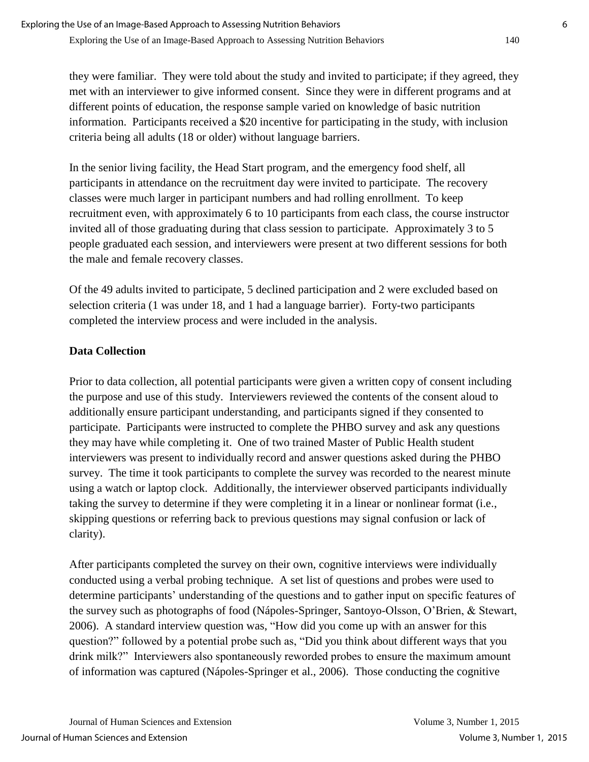they were familiar. They were told about the study and invited to participate; if they agreed, they met with an interviewer to give informed consent. Since they were in different programs and at different points of education, the response sample varied on knowledge of basic nutrition information. Participants received a $20 incentive for participating in the study, with inclusion criteria being all adults (18 or older) without language barriers.

In the senior living facility, the Head Start program, and the emergency food shelf, all participants in attendance on the recruitment day were invited to participate. The recovery classes were much larger in participant numbers and had rolling enrollment. To keep recruitment even, with approximately 6 to 10 participants from each class, the course instructor invited all of those graduating during that class session to participate. Approximately 3 to 5 people graduated each session, and interviewers were present at two different sessions for both the male and female recovery classes.

Of the 49 adults invited to participate, 5 declined participation and 2 were excluded based on selection criteria (1 was under 18, and 1 had a language barrier). Forty-two participants completed the interview process and were included in the analysis.

**Data Collection**

Prior to data collection, all potential participants were given a written copy of consent including the purpose and use of this study. Interviewers reviewed the contents of the consent aloud to additionally ensure participant understanding, and participants signed if they consented to participate. Participants were instructed to complete the PHBO survey and ask any questions they may have while completing it. One of two trained Master of Public Health student interviewers was present to individually record and answer questions asked during the PHBO survey. The time it took participants to complete the survey was recorded to the nearest minute using a watch or laptop clock. Additionally, the interviewer observed participants individually taking the survey to determine if they were completing it in a linear or nonlinear format (i.e., skipping questions or referring back to previous questions may signal confusion or lack of clarity).

After participants completed the survey on their own, cognitive interviews were individually conducted using a verbal probing technique. A set list of questions and probes were used to determine participants' understanding of the questions and to gather input on specific features of the survey such as photographs of food (Nápoles-Springer, Santoyo-Olsson, O'Brien, & Stewart, 2006). A standard interview question was, "How did you come up with an answer for this question?" followed by a potential probe such as, "Did you think about different ways that you drink milk?" Interviewers also spontaneously reworded probes to ensure the maximum amount of information was captured (Nápoles-Springer et al., 2006). Those conducting the cognitive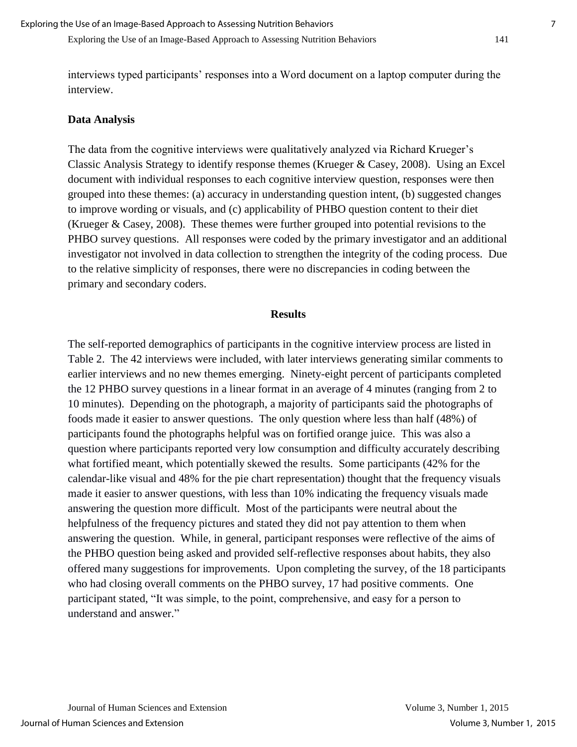interviews typed participants' responses into a Word document on a laptop computer during the interview.

### Data Analysis

The data from the cognitive interviews were qualitatively analyzed via Richard Krueger's Classic Analysis Strategy to identify response themes (Krueger & Casey, 2008). Using an Excel document with individual responses to each cognitive interview question, responses were then grouped into these themes: (a) accuracy in understanding question intent, (b) suggested changes to improve wording or visuals, and (c) applicability of PHBO question content to their diet (Krueger & Casey, 2008). These themes were further grouped into potential revisions to the PHBO survey questions. All responses were coded by the primary investigator and an additional investigator not involved in data collection to strengthen the integrity of the coding process. Due to the relative simplicity of responses, there were no discrepancies in coding between the primary and secondary coders.

## Results

The self-reported demographics of participants in the cognitive interview process are listed in Table 2. The 42 interviews were included, with later interviews generating similar comments to earlier interviews and no new themes emerging. Ninety-eight percent of participants completed the 12 PHBO survey questions in a linear format in an average of 4 minutes (ranging from 2 to 10 minutes). Depending on the photograph, a majority of participants said the photographs of foods made it easier to answer questions. The only question where less than half (48%) of participants found the photographs helpful was on fortified orange juice. This was also a question where participants reported very low consumption and difficulty accurately describing what fortified meant, which potentially skewed the results. Some participants (42% for the calendar-like visual and 48% for the pie chart representation) thought that the frequency visuals made it easier to answer questions, with less than 10% indicating the frequency visuals made answering the question more difficult. Most of the participants were neutral about the helpfulness of the frequency pictures and stated they did not pay attention to them when answering the question. While, in general, participant responses were reflective of the aims of the PHBO question being asked and provided self-reflective responses about habits, they also offered many suggestions for improvements. Upon completing the survey, of the 18 participants who had closing overall comments on the PHBO survey, 17 had positive comments. One participant stated, "It was simple, to the point, comprehensive, and easy for a person to understand and answer."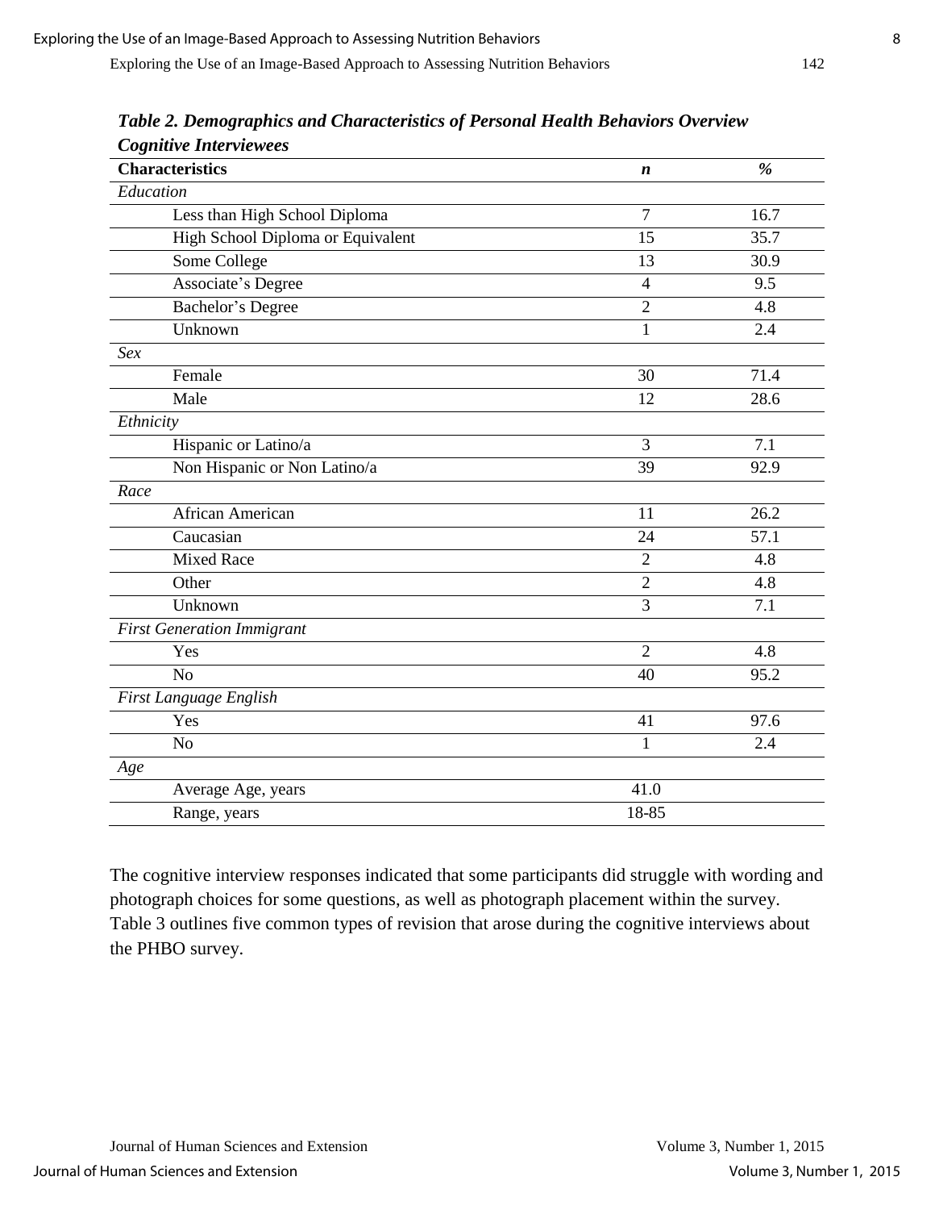***Table 2. Demographics and Characteristics of Personal Health Behaviors Overview Cognitive Interviewees***

| **Characteristics** | ***n*** | ***%*** |
|---|---|---|
| *Education* | | |
| Less than High School Diploma | 7 | 16.7 |
| High School Diploma or Equivalent | 15 | 35.7 |
| Some College | 13 | 30.9 |
| Associate's Degree | 4 | 9.5 |
| Bachelor's Degree | 2 | 4.8 |
| Unknown | 1 | 2.4 |
| *Sex* | | |
| Female | 30 | 71.4 |
| Male | 12 | 28.6 |
| *Ethnicity* | | |
| Hispanic or Latino/a | 3 | 7.1 |
| Non Hispanic or Non Latino/a | 39 | 92.9 |
| *Race* | | |
| African American | 11 | 26.2 |
| Caucasian | 24 | 57.1 |
| Mixed Race | 2 | 4.8 |
| Other | 2 | 4.8 |
| Unknown | 3 | 7.1 |
| *First Generation Immigrant* | | |
| Yes | 2 | 4.8 |
| No | 40 | 95.2 |
| *First Language English* | | |
| Yes | 41 | 97.6 |
| No | 1 | 2.4 |
| *Age* | | |
| Average Age, years | 41.0 | |
| Range, years | 18-85 | |

The cognitive interview responses indicated that some participants did struggle with wording and photograph choices for some questions, as well as photograph placement within the survey. Table 3 outlines five common types of revision that arose during the cognitive interviews about the PHBO survey.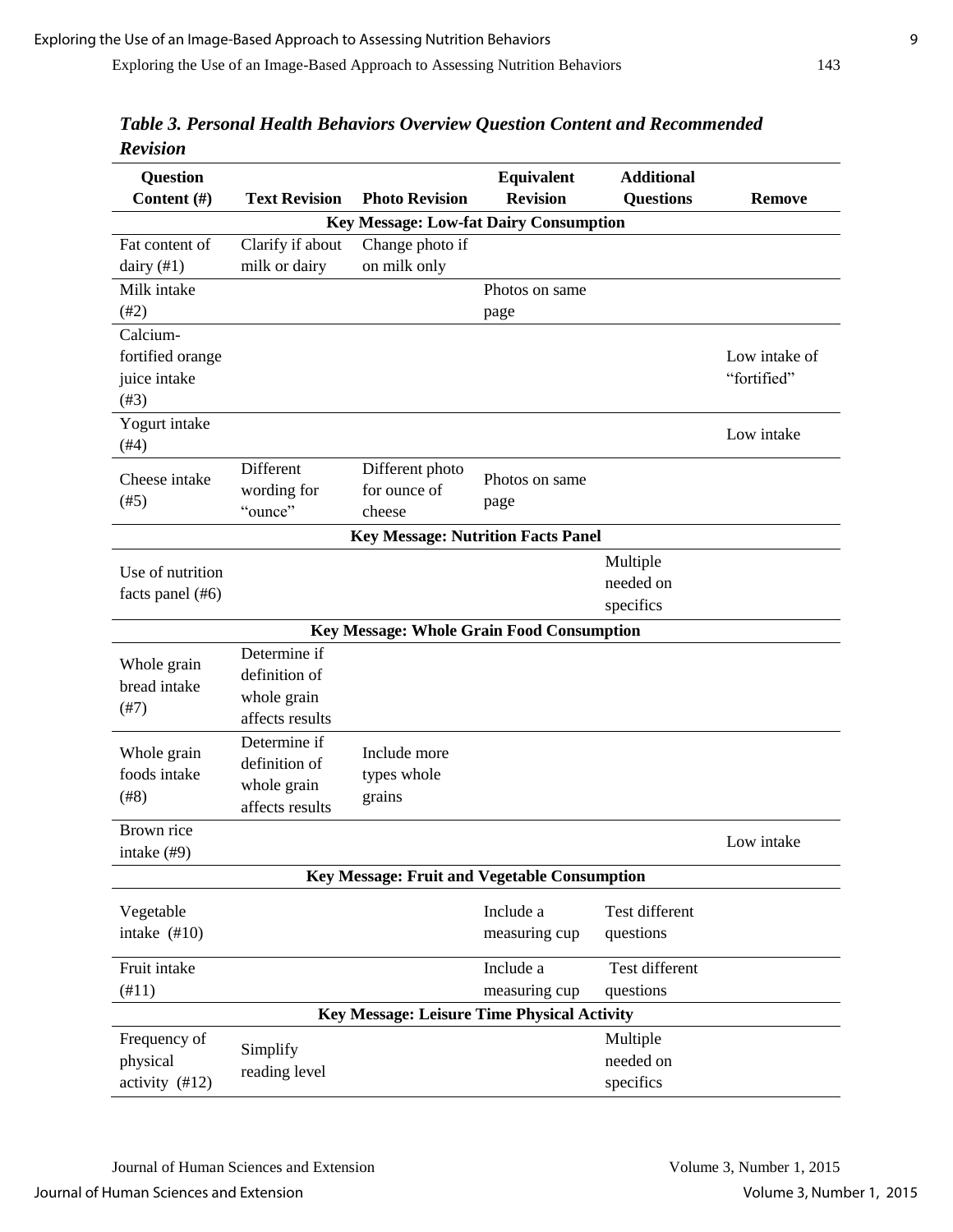*Table 3. Personal Health Behaviors Overview Question Content and Recommended Revision*

| Question Content (#) | Text Revision | Photo Revision | Equivalent Revision | Additional Questions | Remove |
|---|---|---|---|---|---|
| **Key Message: Low-fat Dairy Consumption** | | | | | |
| Fat content of dairy (#1) | Clarify if about milk or dairy | Change photo if on milk only | | | |
| Milk intake (#2) | | | Photos on same page | | |
| Calcium-fortified orange juice intake (#3) | | | | | Low intake of "fortified" |
| Yogurt intake (#4) | | | | | Low intake |
| Cheese intake (#5) | Different wording for "ounce" | Different photo for ounce of cheese | Photos on same page | | |
| **Key Message: Nutrition Facts Panel** | | | | | |
| Use of nutrition facts panel (#6) | | | | Multiple needed on specifics | |
| **Key Message: Whole Grain Food Consumption** | | | | | |
| Whole grain bread intake (#7) | Determine if definition of whole grain affects results | | | | |
| Whole grain foods intake (#8) | Determine if definition of whole grain affects results | Include more types whole grains | | | |
| Brown rice intake (#9) | | | | | Low intake |
| **Key Message: Fruit and Vegetable Consumption** | | | | | |
| Vegetable intake (#10) | | | Include a measuring cup | Test different questions | |
| Fruit intake (#11) | | | Include a measuring cup | Test different questions | |
| **Key Message: Leisure Time Physical Activity** | | | | | |
| Frequency of physical activity (#12) | Simplify reading level | | | Multiple needed on specifics | |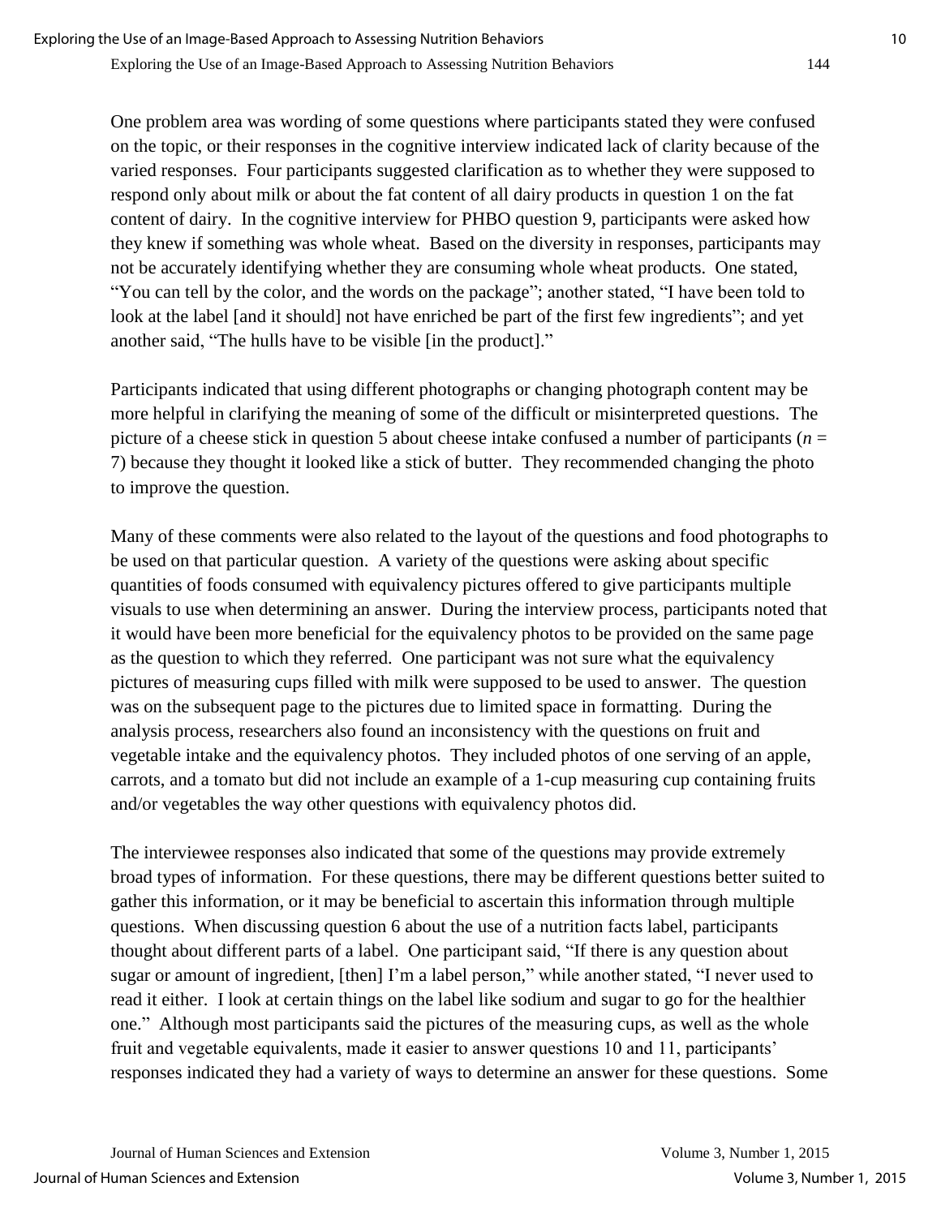One problem area was wording of some questions where participants stated they were confused on the topic, or their responses in the cognitive interview indicated lack of clarity because of the varied responses. Four participants suggested clarification as to whether they were supposed to respond only about milk or about the fat content of all dairy products in question 1 on the fat content of dairy. In the cognitive interview for PHBO question 9, participants were asked how they knew if something was whole wheat. Based on the diversity in responses, participants may not be accurately identifying whether they are consuming whole wheat products. One stated, "You can tell by the color, and the words on the package"; another stated, "I have been told to look at the label [and it should] not have enriched be part of the first few ingredients"; and yet another said, "The hulls have to be visible [in the product]."

Participants indicated that using different photographs or changing photograph content may be more helpful in clarifying the meaning of some of the difficult or misinterpreted questions. The picture of a cheese stick in question 5 about cheese intake confused a number of participants ($n$ = 7) because they thought it looked like a stick of butter. They recommended changing the photo to improve the question.

Many of these comments were also related to the layout of the questions and food photographs to be used on that particular question. A variety of the questions were asking about specific quantities of foods consumed with equivalency pictures offered to give participants multiple visuals to use when determining an answer. During the interview process, participants noted that it would have been more beneficial for the equivalency photos to be provided on the same page as the question to which they referred. One participant was not sure what the equivalency pictures of measuring cups filled with milk were supposed to be used to answer. The question was on the subsequent page to the pictures due to limited space in formatting. During the analysis process, researchers also found an inconsistency with the questions on fruit and vegetable intake and the equivalency photos. They included photos of one serving of an apple, carrots, and a tomato but did not include an example of a 1-cup measuring cup containing fruits and/or vegetables the way other questions with equivalency photos did.

The interviewee responses also indicated that some of the questions may provide extremely broad types of information. For these questions, there may be different questions better suited to gather this information, or it may be beneficial to ascertain this information through multiple questions. When discussing question 6 about the use of a nutrition facts label, participants thought about different parts of a label. One participant said, "If there is any question about sugar or amount of ingredient, [then] I'm a label person," while another stated, "I never used to read it either. I look at certain things on the label like sodium and sugar to go for the healthier one." Although most participants said the pictures of the measuring cups, as well as the whole fruit and vegetable equivalents, made it easier to answer questions 10 and 11, participants' responses indicated they had a variety of ways to determine an answer for these questions. Some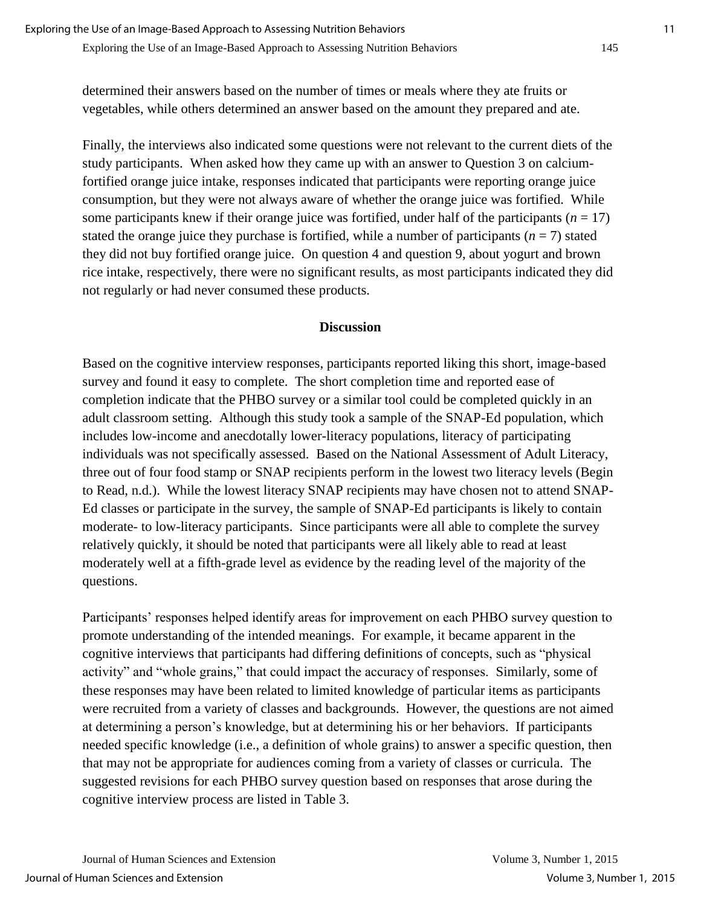determined their answers based on the number of times or meals where they ate fruits or vegetables, while others determined an answer based on the amount they prepared and ate.

Finally, the interviews also indicated some questions were not relevant to the current diets of the study participants. When asked how they came up with an answer to Question 3 on calcium-fortified orange juice intake, responses indicated that participants were reporting orange juice consumption, but they were not always aware of whether the orange juice was fortified. While some participants knew if their orange juice was fortified, under half of the participants ($n = 17$) stated the orange juice they purchase is fortified, while a number of participants ($n = 7$) stated they did not buy fortified orange juice. On question 4 and question 9, about yogurt and brown rice intake, respectively, there were no significant results, as most participants indicated they did not regularly or had never consumed these products.

## Discussion

Based on the cognitive interview responses, participants reported liking this short, image-based survey and found it easy to complete. The short completion time and reported ease of completion indicate that the PHBO survey or a similar tool could be completed quickly in an adult classroom setting. Although this study took a sample of the SNAP-Ed population, which includes low-income and anecdotally lower-literacy populations, literacy of participating individuals was not specifically assessed. Based on the National Assessment of Adult Literacy, three out of four food stamp or SNAP recipients perform in the lowest two literacy levels (Begin to Read, n.d.). While the lowest literacy SNAP recipients may have chosen not to attend SNAP-Ed classes or participate in the survey, the sample of SNAP-Ed participants is likely to contain moderate- to low-literacy participants. Since participants were all able to complete the survey relatively quickly, it should be noted that participants were all likely able to read at least moderately well at a fifth-grade level as evidence by the reading level of the majority of the questions.

Participants' responses helped identify areas for improvement on each PHBO survey question to promote understanding of the intended meanings. For example, it became apparent in the cognitive interviews that participants had differing definitions of concepts, such as "physical activity" and "whole grains," that could impact the accuracy of responses. Similarly, some of these responses may have been related to limited knowledge of particular items as participants were recruited from a variety of classes and backgrounds. However, the questions are not aimed at determining a person's knowledge, but at determining his or her behaviors. If participants needed specific knowledge (i.e., a definition of whole grains) to answer a specific question, then that may not be appropriate for audiences coming from a variety of classes or curricula. The suggested revisions for each PHBO survey question based on responses that arose during the cognitive interview process are listed in Table 3.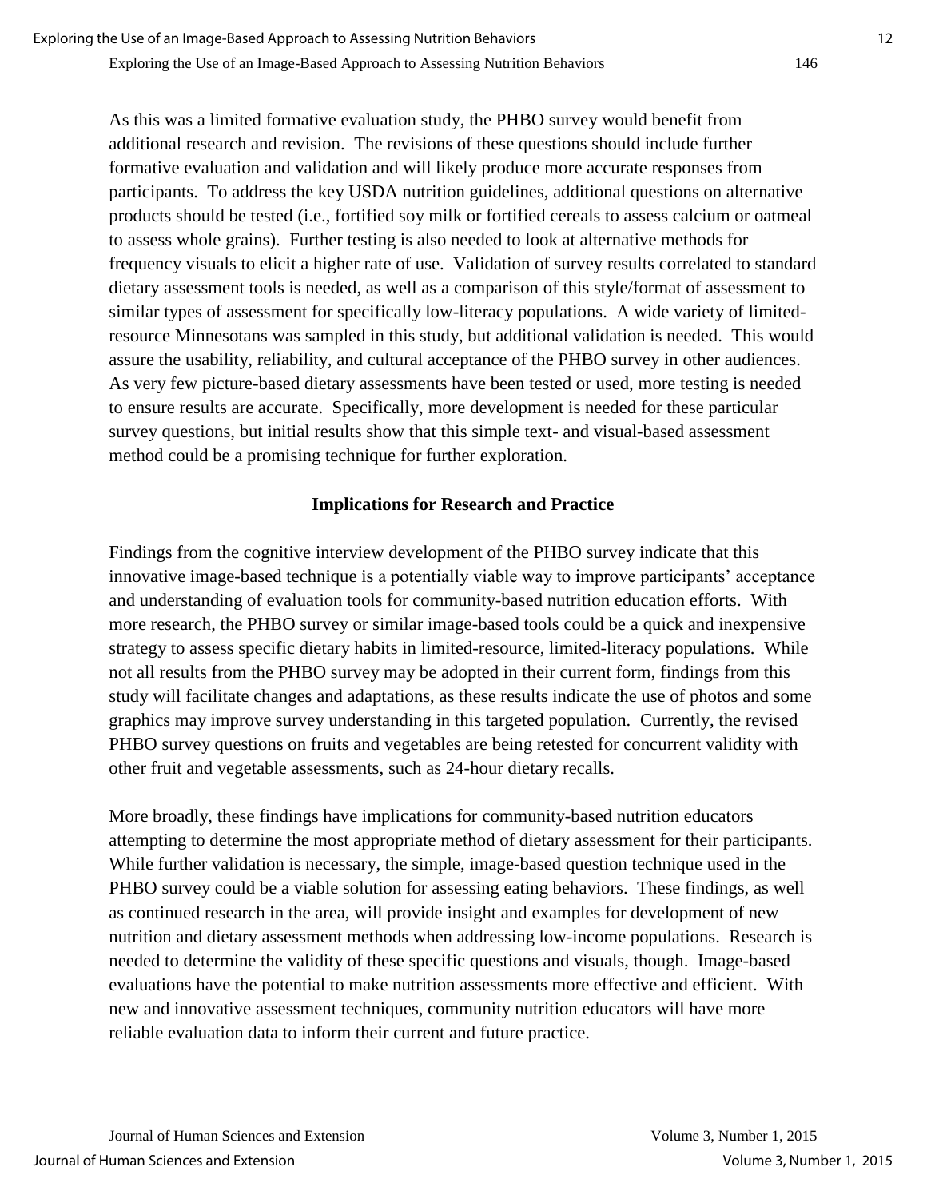As this was a limited formative evaluation study, the PHBO survey would benefit from additional research and revision. The revisions of these questions should include further formative evaluation and validation and will likely produce more accurate responses from participants. To address the key USDA nutrition guidelines, additional questions on alternative products should be tested (i.e., fortified soy milk or fortified cereals to assess calcium or oatmeal to assess whole grains). Further testing is also needed to look at alternative methods for frequency visuals to elicit a higher rate of use. Validation of survey results correlated to standard dietary assessment tools is needed, as well as a comparison of this style/format of assessment to similar types of assessment for specifically low-literacy populations. A wide variety of limited-resource Minnesotans was sampled in this study, but additional validation is needed. This would assure the usability, reliability, and cultural acceptance of the PHBO survey in other audiences. As very few picture-based dietary assessments have been tested or used, more testing is needed to ensure results are accurate. Specifically, more development is needed for these particular survey questions, but initial results show that this simple text- and visual-based assessment method could be a promising technique for further exploration.

## Implications for Research and Practice

Findings from the cognitive interview development of the PHBO survey indicate that this innovative image-based technique is a potentially viable way to improve participants' acceptance and understanding of evaluation tools for community-based nutrition education efforts. With more research, the PHBO survey or similar image-based tools could be a quick and inexpensive strategy to assess specific dietary habits in limited-resource, limited-literacy populations. While not all results from the PHBO survey may be adopted in their current form, findings from this study will facilitate changes and adaptations, as these results indicate the use of photos and some graphics may improve survey understanding in this targeted population. Currently, the revised PHBO survey questions on fruits and vegetables are being retested for concurrent validity with other fruit and vegetable assessments, such as 24-hour dietary recalls.

More broadly, these findings have implications for community-based nutrition educators attempting to determine the most appropriate method of dietary assessment for their participants. While further validation is necessary, the simple, image-based question technique used in the PHBO survey could be a viable solution for assessing eating behaviors. These findings, as well as continued research in the area, will provide insight and examples for development of new nutrition and dietary assessment methods when addressing low-income populations. Research is needed to determine the validity of these specific questions and visuals, though. Image-based evaluations have the potential to make nutrition assessments more effective and efficient. With new and innovative assessment techniques, community nutrition educators will have more reliable evaluation data to inform their current and future practice.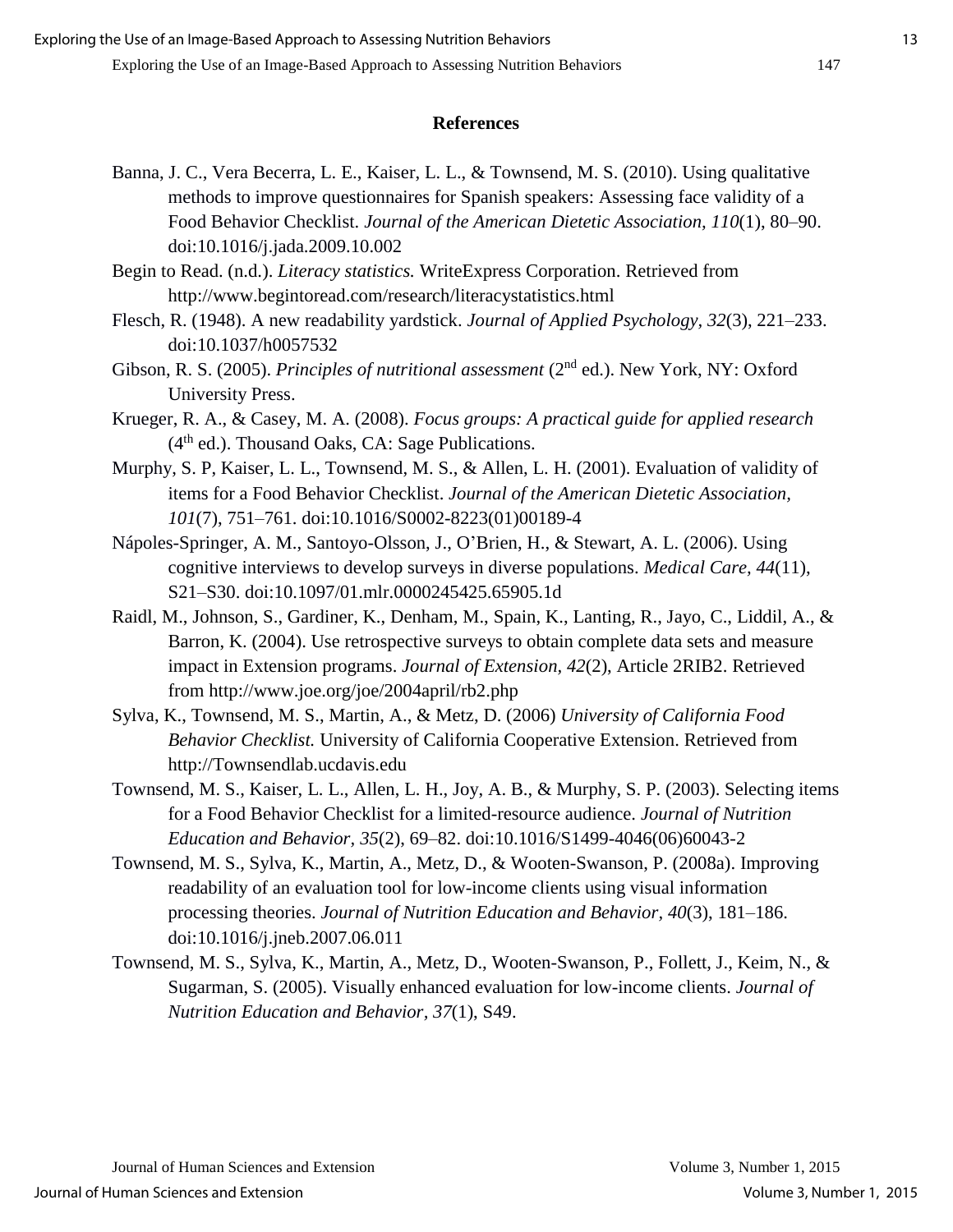## References

Banna, J. C., Vera Becerra, L. E., Kaiser, L. L., & Townsend, M. S. (2010). Using qualitative methods to improve questionnaires for Spanish speakers: Assessing face validity of a Food Behavior Checklist. *Journal of the American Dietetic Association, 110*(1), 80–90. doi:10.1016/j.jada.2009.10.002

Begin to Read. (n.d.). *Literacy statistics.* WriteExpress Corporation. Retrieved from http://www.begintoread.com/research/literacystatistics.html

Flesch, R. (1948). A new readability yardstick. *Journal of Applied Psychology, 32*(3), 221–233. doi:10.1037/h0057532

Gibson, R. S. (2005). *Principles of nutritional assessment* (2nd ed.). New York, NY: Oxford University Press.

Krueger, R. A., & Casey, M. A. (2008). *Focus groups: A practical guide for applied research* (4th ed.). Thousand Oaks, CA: Sage Publications.

Murphy, S. P, Kaiser, L. L., Townsend, M. S., & Allen, L. H. (2001). Evaluation of validity of items for a Food Behavior Checklist. *Journal of the American Dietetic Association, 101*(7), 751–761. doi:10.1016/S0002-8223(01)00189-4

Nápoles-Springer, A. M., Santoyo-Olsson, J., O'Brien, H., & Stewart, A. L. (2006). Using cognitive interviews to develop surveys in diverse populations. *Medical Care, 44*(11), S21–S30. doi:10.1097/01.mlr.0000245425.65905.1d

Raidl, M., Johnson, S., Gardiner, K., Denham, M., Spain, K., Lanting, R., Jayo, C., Liddil, A., & Barron, K. (2004). Use retrospective surveys to obtain complete data sets and measure impact in Extension programs. *Journal of Extension, 42*(2), Article 2RIB2. Retrieved from http://www.joe.org/joe/2004april/rb2.php

Sylva, K., Townsend, M. S., Martin, A., & Metz, D. (2006) *University of California Food Behavior Checklist.* University of California Cooperative Extension. Retrieved from http://Townsendlab.ucdavis.edu

Townsend, M. S., Kaiser, L. L., Allen, L. H., Joy, A. B., & Murphy, S. P. (2003). Selecting items for a Food Behavior Checklist for a limited-resource audience. *Journal of Nutrition Education and Behavior, 35*(2), 69–82. doi:10.1016/S1499-4046(06)60043-2

Townsend, M. S., Sylva, K., Martin, A., Metz, D., & Wooten-Swanson, P. (2008a). Improving readability of an evaluation tool for low-income clients using visual information processing theories. *Journal of Nutrition Education and Behavior, 40*(3), 181–186. doi:10.1016/j.jneb.2007.06.011

Townsend, M. S., Sylva, K., Martin, A., Metz, D., Wooten-Swanson, P., Follett, J., Keim, N., & Sugarman, S. (2005). Visually enhanced evaluation for low-income clients. *Journal of Nutrition Education and Behavior, 37*(1), S49.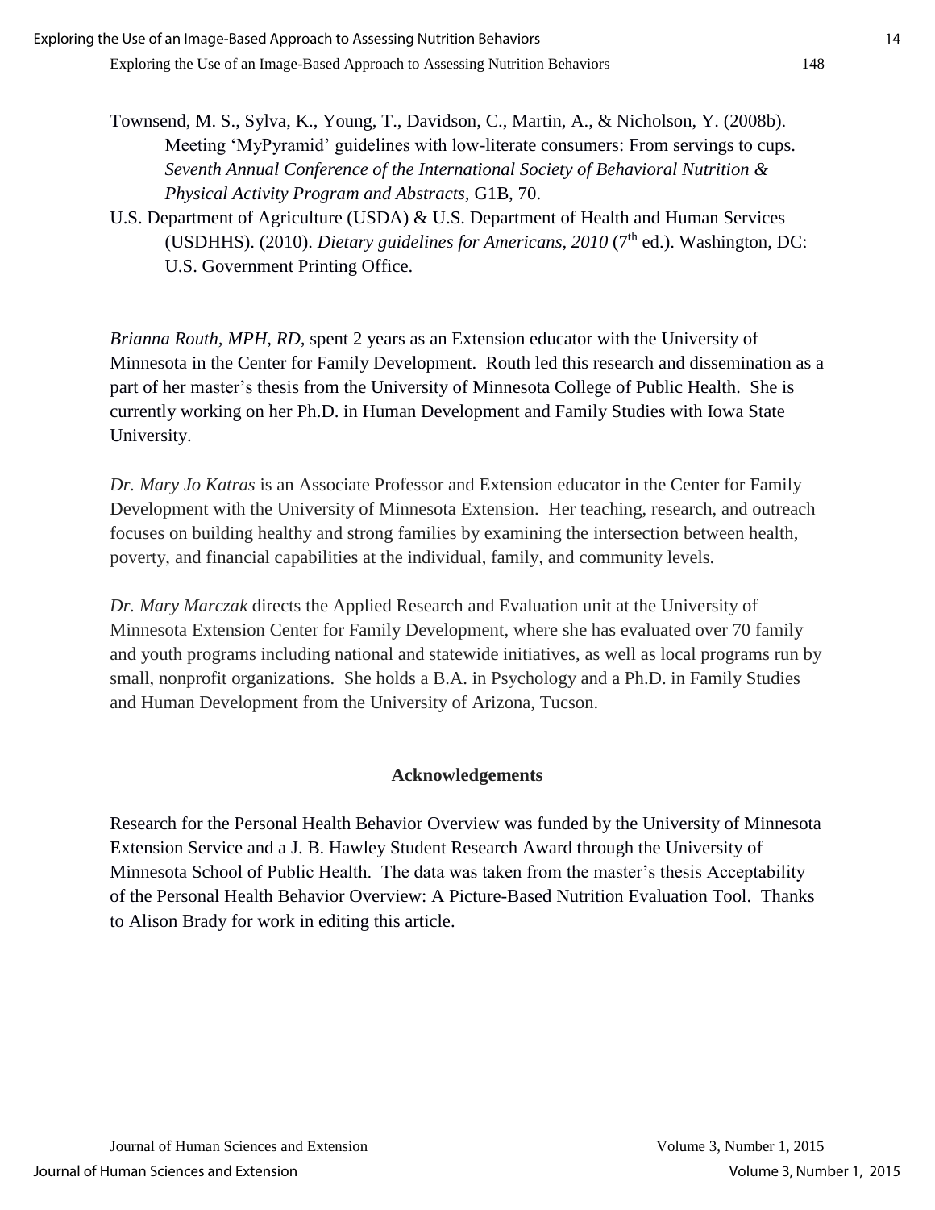Townsend, M. S., Sylva, K., Young, T., Davidson, C., Martin, A., & Nicholson, Y. (2008b). Meeting 'MyPyramid' guidelines with low-literate consumers: From servings to cups. *Seventh Annual Conference of the International Society of Behavioral Nutrition & Physical Activity Program and Abstracts*, G1B, 70.

U.S. Department of Agriculture (USDA) & U.S. Department of Health and Human Services (USDHHS). (2010). *Dietary guidelines for Americans, 2010* (7th ed.). Washington, DC: U.S. Government Printing Office.

*Brianna Routh, MPH, RD*, spent 2 years as an Extension educator with the University of Minnesota in the Center for Family Development. Routh led this research and dissemination as a part of her master's thesis from the University of Minnesota College of Public Health. She is currently working on her Ph.D. in Human Development and Family Studies with Iowa State University.

*Dr. Mary Jo Katras* is an Associate Professor and Extension educator in the Center for Family Development with the University of Minnesota Extension. Her teaching, research, and outreach focuses on building healthy and strong families by examining the intersection between health, poverty, and financial capabilities at the individual, family, and community levels.

*Dr. Mary Marczak* directs the Applied Research and Evaluation unit at the University of Minnesota Extension Center for Family Development, where she has evaluated over 70 family and youth programs including national and statewide initiatives, as well as local programs run by small, nonprofit organizations. She holds a B.A. in Psychology and a Ph.D. in Family Studies and Human Development from the University of Arizona, Tucson.

## Acknowledgements

Research for the Personal Health Behavior Overview was funded by the University of Minnesota Extension Service and a J. B. Hawley Student Research Award through the University of Minnesota School of Public Health. The data was taken from the master's thesis Acceptability of the Personal Health Behavior Overview: A Picture-Based Nutrition Evaluation Tool. Thanks to Alison Brady for work in editing this article.